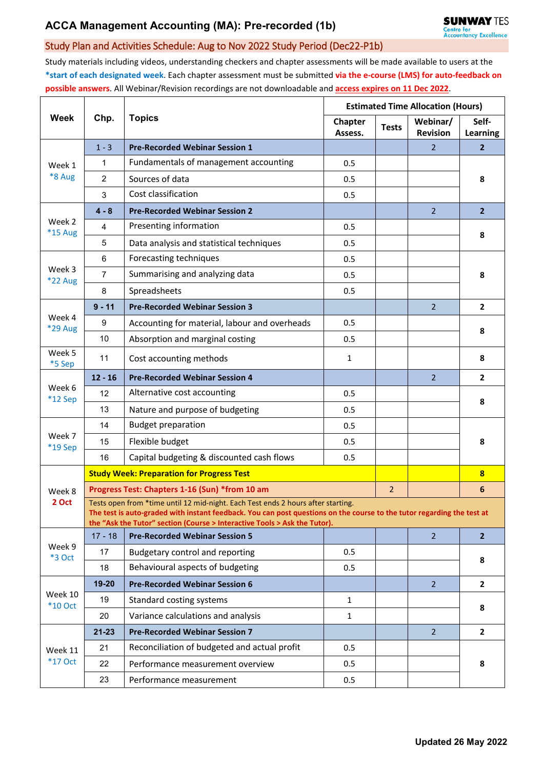# ACCA Management Accounting (MA): Pre-recorded (1b)

## Study Plan and Activities Schedule: Aug to Nov 2022 Study Period (Dec22-P1b)

Study materials including videos, understanding checkers and chapter assessments will be made available to users at the ***start of each designated week**. Each chapter assessment must be submitted **via the e-course (LMS) for auto-feedback on possible answers**. All Webinar/Revision recordings are not downloadable and **access expires on 11 Dec 2022**.

| Week | Chp. | Topics | Estimated Time Allocation (Hours) | | | |
|---|---|---|---|---|---|---|
| | | | Chapter Assess. | Tests | Webinar/ Revision | Self-Learning |
| Week 1 *8 Aug | 1 - 3 | **Pre-Recorded Webinar Session 1** | | | 2 | **2** |
| | 1 | Fundamentals of management accounting | 0.5 | | | **8** |
| | 2 | Sources of data | 0.5 | | | |
| | 3 | Cost classification | 0.5 | | | |
| Week 2 *15 Aug | **4 - 8** | **Pre-Recorded Webinar Session 2** | | | 2 | **2** |
| | 4 | Presenting information | 0.5 | | | **8** |
| | 5 | Data analysis and statistical techniques | 0.5 | | | |
| Week 3 *22 Aug | 6 | Forecasting techniques | 0.5 | | | **8** |
| | 7 | Summarising and analyzing data | 0.5 | | | |
| | 8 | Spreadsheets | 0.5 | | | |
| Week 4 *29 Aug | **9 - 11** | **Pre-Recorded Webinar Session 3** | | | 2 | **2** |
| | 9 | Accounting for material, labour and overheads | 0.5 | | | **8** |
| | 10 | Absorption and marginal costing | 0.5 | | | |
| Week 5 *5 Sep | 11 | Cost accounting methods | 1 | | | **8** |
| Week 6 *12 Sep | **12 - 16** | **Pre-Recorded Webinar Session 4** | | | 2 | **2** |
| | 12 | Alternative cost accounting | 0.5 | | | **8** |
| | 13 | Nature and purpose of budgeting | 0.5 | | | |
| Week 7 *19 Sep | 14 | Budget preparation | 0.5 | | | **8** |
| | 15 | Flexible budget | 0.5 | | | |
| | 16 | Capital budgeting & discounted cash flows | 0.5 | | | |
| Week 8 **2 Oct** | **Study Week: Preparation for Progress Test** | | | | | **8** |
| | **Progress Test: Chapters 1-16 (Sun) *from 10 am** | | | 2 | | **6** |
| | Tests open from *time until 12 mid-night. Each Test ends 2 hours after starting. **The test is auto-graded with instant feedback. You can post questions on the course to the tutor regarding the test at the "Ask the Tutor" section (Course > Interactive Tools > Ask the Tutor).** | | | | | |
| Week 9 *3 Oct | 17 - 18 | **Pre-Recorded Webinar Session 5** | | | 2 | **2** |
| | 17 | Budgetary control and reporting | 0.5 | | | **8** |
| | 18 | Behavioural aspects of budgeting | 0.5 | | | |
| Week 10 *10 Oct | **19-20** | **Pre-Recorded Webinar Session 6** | | | 2 | **2** |
| | 19 | Standard costing systems | 1 | | | **8** |
| | 20 | Variance calculations and analysis | 1 | | | |
| Week 11 *17 Oct | **21-23** | **Pre-Recorded Webinar Session 7** | | | 2 | **2** |
| | 21 | Reconciliation of budgeted and actual profit | 0.5 | | | **8** |
| | 22 | Performance measurement overview | 0.5 | | | |
| | 23 | Performance measurement | 0.5 | | | |

**Updated 26 May 2022**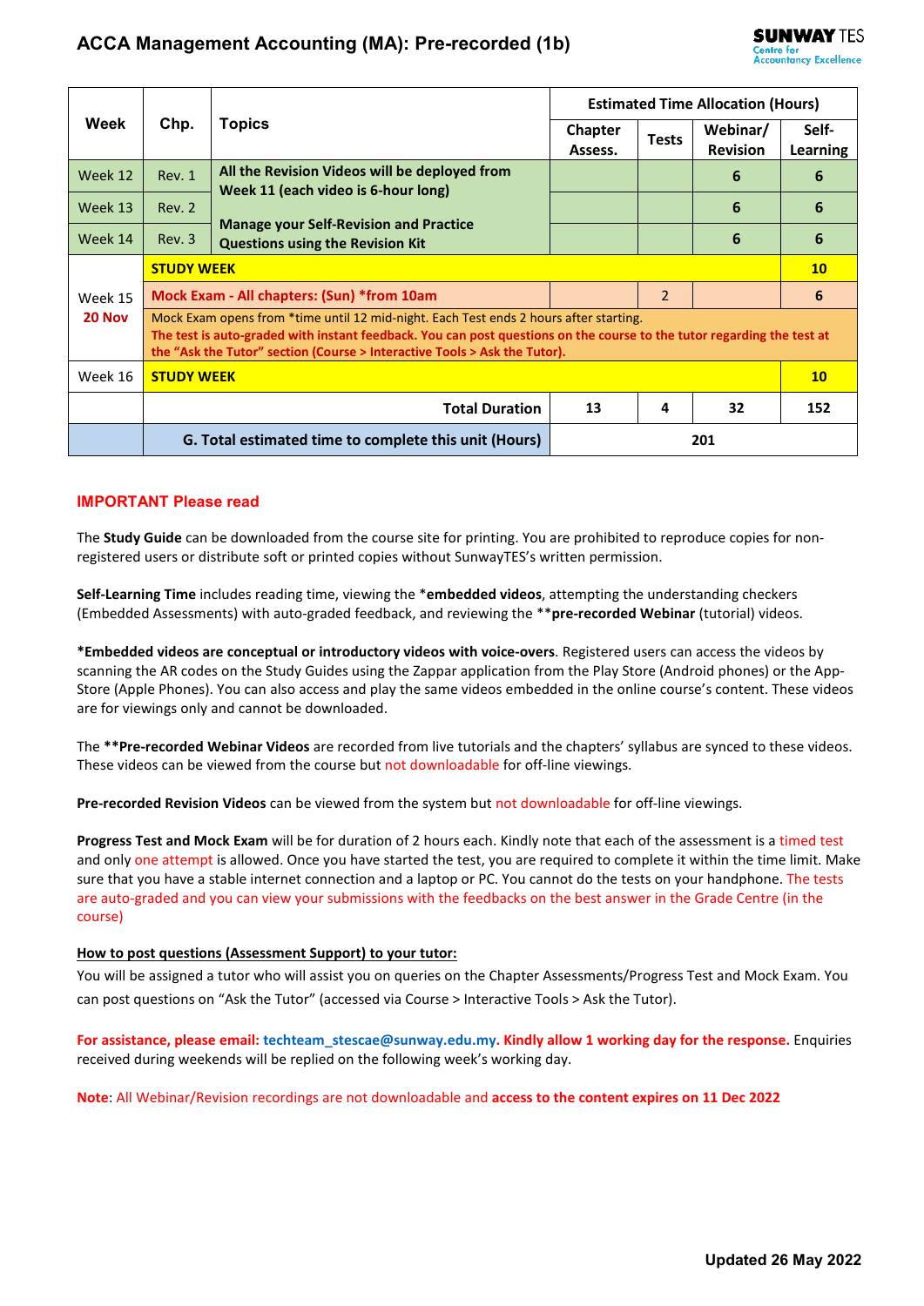# ACCA Management Accounting (MA): Pre-recorded (1b)

| Week | Chp. | Topics | Estimated Time Allocation (Hours) | | | |
|---|---|---|---|---|---|---|
| | | | Chapter Assess. | Tests | Webinar/ Revision | Self-Learning |
| Week 12 | Rev. 1 | **All the Revision Videos will be deployed from Week 11 (each video is 6-hour long)** | | | 6 | 6 |
| Week 13 | Rev. 2 | | | | 6 | 6 |
| Week 14 | Rev. 3 | **Manage your Self-Revision and Practice Questions using the Revision Kit** | | | 6 | 6 |
| Week 15 **20 Nov** | **STUDY WEEK** | | | | | 10 |
| | **Mock Exam - All chapters: (Sun) *from 10am** | | | 2 | | 6 |
| | Mock Exam opens from *time until 12 mid-night. Each Test ends 2 hours after starting. **The test is auto-graded with instant feedback. You can post questions on the course to the tutor regarding the test at the "Ask the Tutor" section (Course > Interactive Tools > Ask the Tutor).** | | | | | |
| Week 16 | **STUDY WEEK** | | | | | 10 |
| | | **Total Duration** | 13 | 4 | 32 | 152 |
| | **G. Total estimated time to complete this unit (Hours)** | | 201 | | | |

## IMPORTANT Please read

The **Study Guide** can be downloaded from the course site for printing. You are prohibited to reproduce copies for non-registered users or distribute soft or printed copies without SunwayTES's written permission.

**Self-Learning Time** includes reading time, viewing the ***embedded videos**, attempting the understanding checkers (Embedded Assessments) with auto-graded feedback, and reviewing the ****pre-recorded Webinar** (tutorial) videos.

***Embedded videos are conceptual or introductory videos with voice-overs**. Registered users can access the videos by scanning the AR codes on the Study Guides using the Zappar application from the Play Store (Android phones) or the App-Store (Apple Phones). You can also access and play the same videos embedded in the online course's content. These videos are for viewings only and cannot be downloaded.

The ****Pre-recorded Webinar Videos** are recorded from live tutorials and the chapters' syllabus are synced to these videos. These videos can be viewed from the course but not downloadable for off-line viewings.

**Pre-recorded Revision Videos** can be viewed from the system but not downloadable for off-line viewings.

**Progress Test and Mock Exam** will be for duration of 2 hours each. Kindly note that each of the assessment is a timed test and only one attempt is allowed. Once you have started the test, you are required to complete it within the time limit. Make sure that you have a stable internet connection and a laptop or PC. You cannot do the tests on your handphone. The tests are auto-graded and you can view your submissions with the feedbacks on the best answer in the Grade Centre (in the course)

**How to post questions (Assessment Support) to your tutor:**

You will be assigned a tutor who will assist you on queries on the Chapter Assessments/Progress Test and Mock Exam. You can post questions on "Ask the Tutor" (accessed via Course > Interactive Tools > Ask the Tutor).

**For assistance, please email: techteam_stescae@sunway.edu.my. Kindly allow 1 working day for the response.** Enquiries received during weekends will be replied on the following week's working day.

**Note**: All Webinar/Revision recordings are not downloadable and **access to the content expires on 11 Dec 2022**

**Updated 26 May 2022**